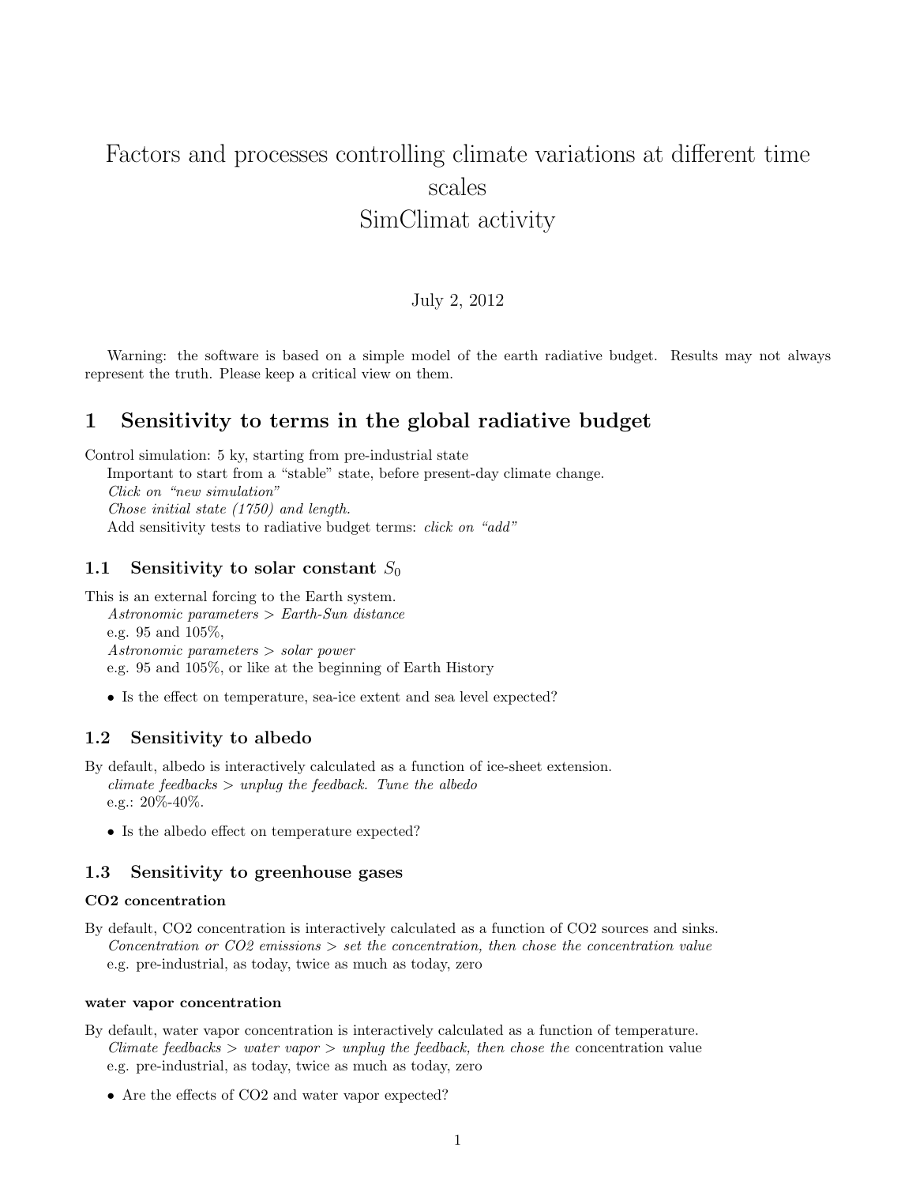# Factors and processes controlling climate variations at different time scales
# SimClimat activity

July 2, 2012

Warning: the software is based on a simple model of the earth radiative budget. Results may not always represent the truth. Please keep a critical view on them.

## 1 Sensitivity to terms in the global radiative budget

Control simulation: 5 ky, starting from pre-industrial state

Important to start from a "stable" state, before present-day climate change.

*Click on "new simulation"*

*Chose initial state (1750) and length.*

Add sensitivity tests to radiative budget terms: *click on "add"*

### 1.1 Sensitivity to solar constant $S_0$

This is an external forcing to the Earth system.

*Astronomic parameters > Earth-Sun distance*

e.g. 95 and 105%,

*Astronomic parameters > solar power*

e.g. 95 and 105%, or like at the beginning of Earth History

- Is the effect on temperature, sea-ice extent and sea level expected?

### 1.2 Sensitivity to albedo

By default, albedo is interactively calculated as a function of ice-sheet extension.

*climate feedbacks > unplug the feedback. Tune the albedo*

e.g.: 20%-40%.

- Is the albedo effect on temperature expected?

### 1.3 Sensitivity to greenhouse gases

#### CO2 concentration

By default, CO2 concentration is interactively calculated as a function of CO2 sources and sinks.

*Concentration or CO2 emissions > set the concentration, then chose the concentration value*

e.g. pre-industrial, as today, twice as much as today, zero

#### water vapor concentration

By default, water vapor concentration is interactively calculated as a function of temperature.

*Climate feedbacks > water vapor > unplug the feedback, then chose the* concentration value

e.g. pre-industrial, as today, twice as much as today, zero

- Are the effects of CO2 and water vapor expected?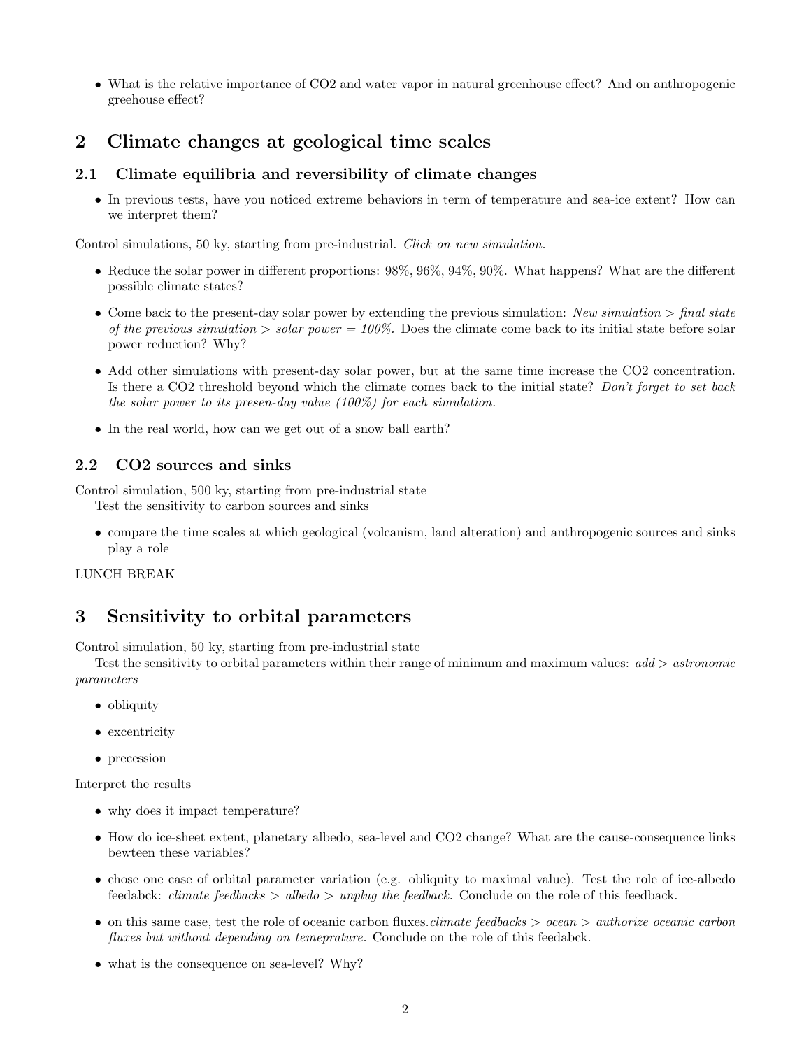- What is the relative importance of $CO_2$ and water vapor in natural greenhouse effect? And on anthropogenic greehouse effect?

# 2 Climate changes at geological time scales

## 2.1 Climate equilibria and reversibility of climate changes

- In previous tests, have you noticed extreme behaviors in term of temperature and sea-ice extent? How can we interpret them?

Control simulations, 50 ky, starting from pre-industrial. *Click on new simulation.*

- Reduce the solar power in different proportions: 98%, 96%, 94%, 90%. What happens? What are the different possible climate states?
- Come back to the present-day solar power by extending the previous simulation: *New simulation > final state of the previous simulation > solar power = 100%.* Does the climate come back to its initial state before solar power reduction? Why?
- Add other simulations with present-day solar power, but at the same time increase the $CO_2$ concentration. Is there a $CO_2$ threshold beyond which the climate comes back to the initial state? *Don't forget to set back the solar power to its presen-day value (100%) for each simulation.*
- In the real world, how can we get out of a snow ball earth?

## 2.2 CO2 sources and sinks

Control simulation, 500 ky, starting from pre-industrial state

Test the sensitivity to carbon sources and sinks

- compare the time scales at which geological (volcanism, land alteration) and anthropogenic sources and sinks play a role

LUNCH BREAK

# 3 Sensitivity to orbital parameters

Control simulation, 50 ky, starting from pre-industrial state

Test the sensitivity to orbital parameters within their range of minimum and maximum values: *add > astronomic parameters*

- obliquity
- excentricity
- precession

Interpret the results

- why does it impact temperature?
- How do ice-sheet extent, planetary albedo, sea-level and $CO_2$ change? What are the cause-consequence links bewteen these variables?
- chose one case of orbital parameter variation (e.g. obliquity to maximal value). Test the role of ice-albedo feedabck: *climate feedbacks > albedo > unplug the feedback.* Conclude on the role of this feedback.
- on this same case, test the role of oceanic carbon fluxes.*climate feedbacks > ocean > authorize oceanic carbon fluxes but without depending on temeprature.* Conclude on the role of this feedabck.
- what is the consequence on sea-level? Why?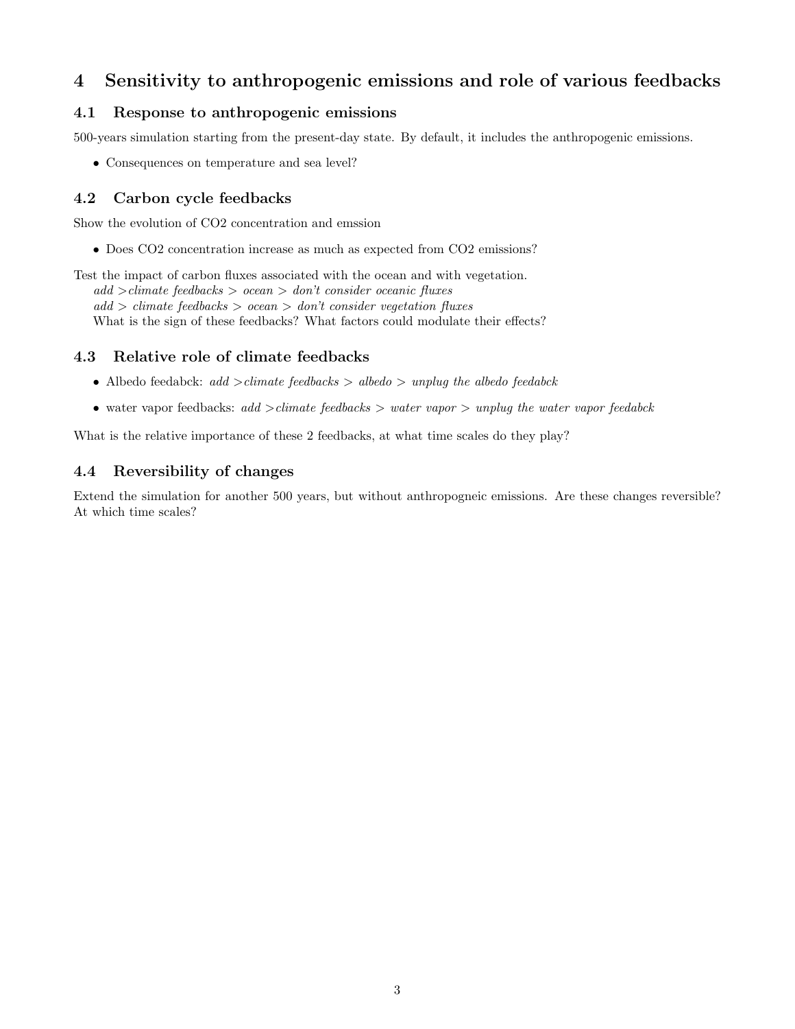# 4 Sensitivity to anthropogenic emissions and role of various feedbacks

## 4.1 Response to anthropogenic emissions

500-years simulation starting from the present-day state. By default, it includes the anthropogenic emissions.

- Consequences on temperature and sea level?

## 4.2 Carbon cycle feedbacks

Show the evolution of CO2 concentration and emssion

- Does CO2 concentration increase as much as expected from CO2 emissions?

Test the impact of carbon fluxes associated with the ocean and with vegetation.
*add >climate feedbacks > ocean > don't consider oceanic fluxes*
*add > climate feedbacks > ocean > don't consider vegetation fluxes*
What is the sign of these feedbacks? What factors could modulate their effects?

## 4.3 Relative role of climate feedbacks

- Albedo feedabck: *add >climate feedbacks > albedo > unplug the albedo feedabck*
- water vapor feedbacks: *add >climate feedbacks > water vapor > unplug the water vapor feedabck*

What is the relative importance of these 2 feedbacks, at what time scales do they play?

## 4.4 Reversibility of changes

Extend the simulation for another 500 years, but without anthropogneic emissions. Are these changes reversible? At which time scales?